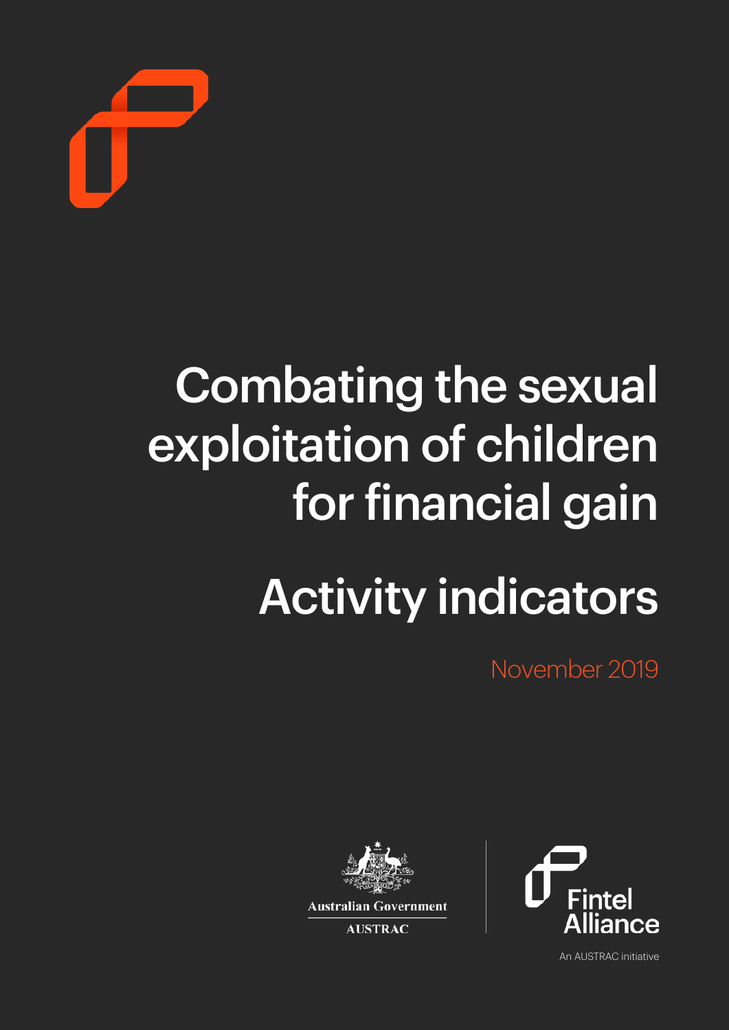# Combating the sexual exploitation of children for financial gain

# Activity indicators

November 2019

Australian Government

AUSTRAC

Fintel Alliance

An AUSTRAC initiative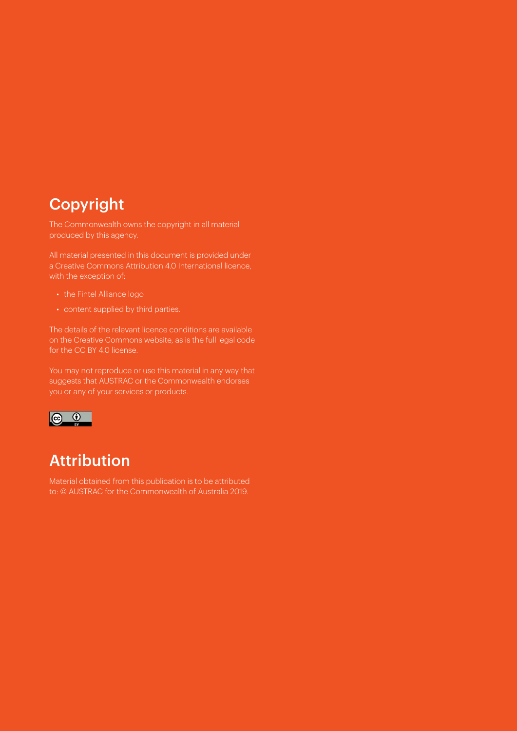## Copyright

The Commonwealth owns the copyright in all material produced by this agency.

All material presented in this document is provided under a Creative Commons Attribution 4.0 International licence, with the exception of:

- the Fintel Alliance logo
- content supplied by third parties.

The details of the relevant licence conditions are available on the Creative Commons website, as is the full legal code for the CC BY 4.0 license.

You may not reproduce or use this material in any way that suggests that AUSTRAC or the Commonwealth endorses you or any of your services or products.

## Attribution

Material obtained from this publication is to be attributed to: © AUSTRAC for the Commonwealth of Australia 2019.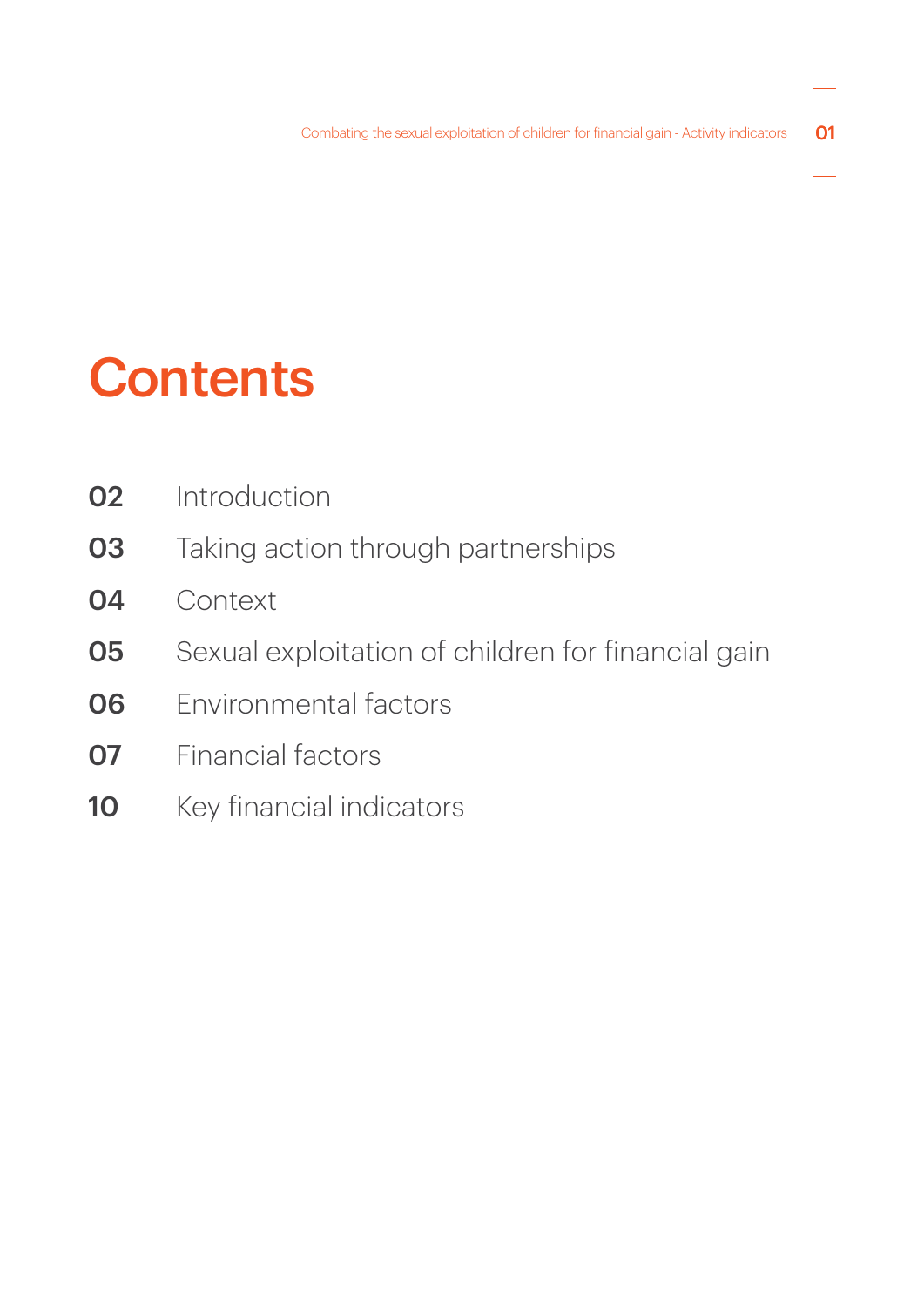# Contents

| | |
|---|---|
| **02** | Introduction |
| **03** | Taking action through partnerships |
| **04** | Context |
| **05** | Sexual exploitation of children for financial gain |
| **06** | Environmental factors |
| **07** | Financial factors |
| **10** | Key financial indicators |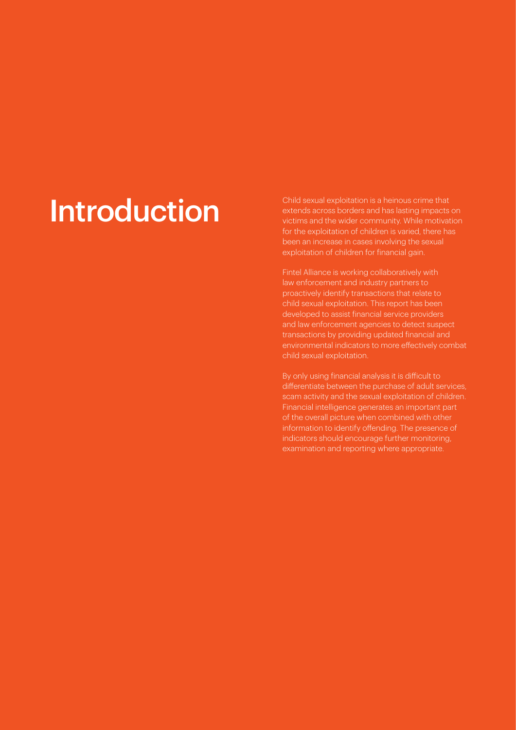# Introduction

Child sexual exploitation is a heinous crime that extends across borders and has lasting impacts on victims and the wider community. While motivation for the exploitation of children is varied, there has been an increase in cases involving the sexual exploitation of children for financial gain.

Fintel Alliance is working collaboratively with law enforcement and industry partners to proactively identify transactions that relate to child sexual exploitation. This report has been developed to assist financial service providers and law enforcement agencies to detect suspect transactions by providing updated financial and environmental indicators to more effectively combat child sexual exploitation.

By only using financial analysis it is difficult to differentiate between the purchase of adult services, scam activity and the sexual exploitation of children. Financial intelligence generates an important part of the overall picture when combined with other information to identify offending. The presence of indicators should encourage further monitoring, examination and reporting where appropriate.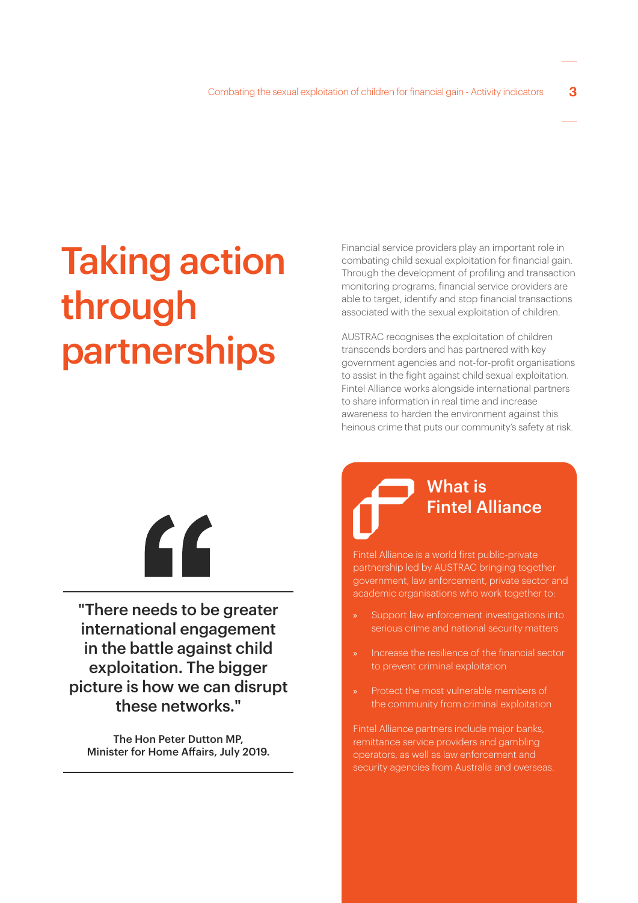# Taking action through partnerships

Financial service providers play an important role in combating child sexual exploitation for financial gain. Through the development of profiling and transaction monitoring programs, financial service providers are able to target, identify and stop financial transactions associated with the sexual exploitation of children.

AUSTRAC recognises the exploitation of children transcends borders and has partnered with key government agencies and not-for-profit organisations to assist in the fight against child sexual exploitation. Fintel Alliance works alongside international partners to share information in real time and increase awareness to harden the environment against this heinous crime that puts our community's safety at risk.

> **"There needs to be greater international engagement in the battle against child exploitation. The bigger picture is how we can disrupt these networks."**
>
> **The Hon Peter Dutton MP, Minister for Home Affairs, July 2019.**

## What is Fintel Alliance

Fintel Alliance is a world first public-private partnership led by AUSTRAC bringing together government, law enforcement, private sector and academic organisations who work together to:

- Support law enforcement investigations into serious crime and national security matters
- Increase the resilience of the financial sector to prevent criminal exploitation
- Protect the most vulnerable members of the community from criminal exploitation

Fintel Alliance partners include major banks, remittance service providers and gambling operators, as well as law enforcement and security agencies from Australia and overseas.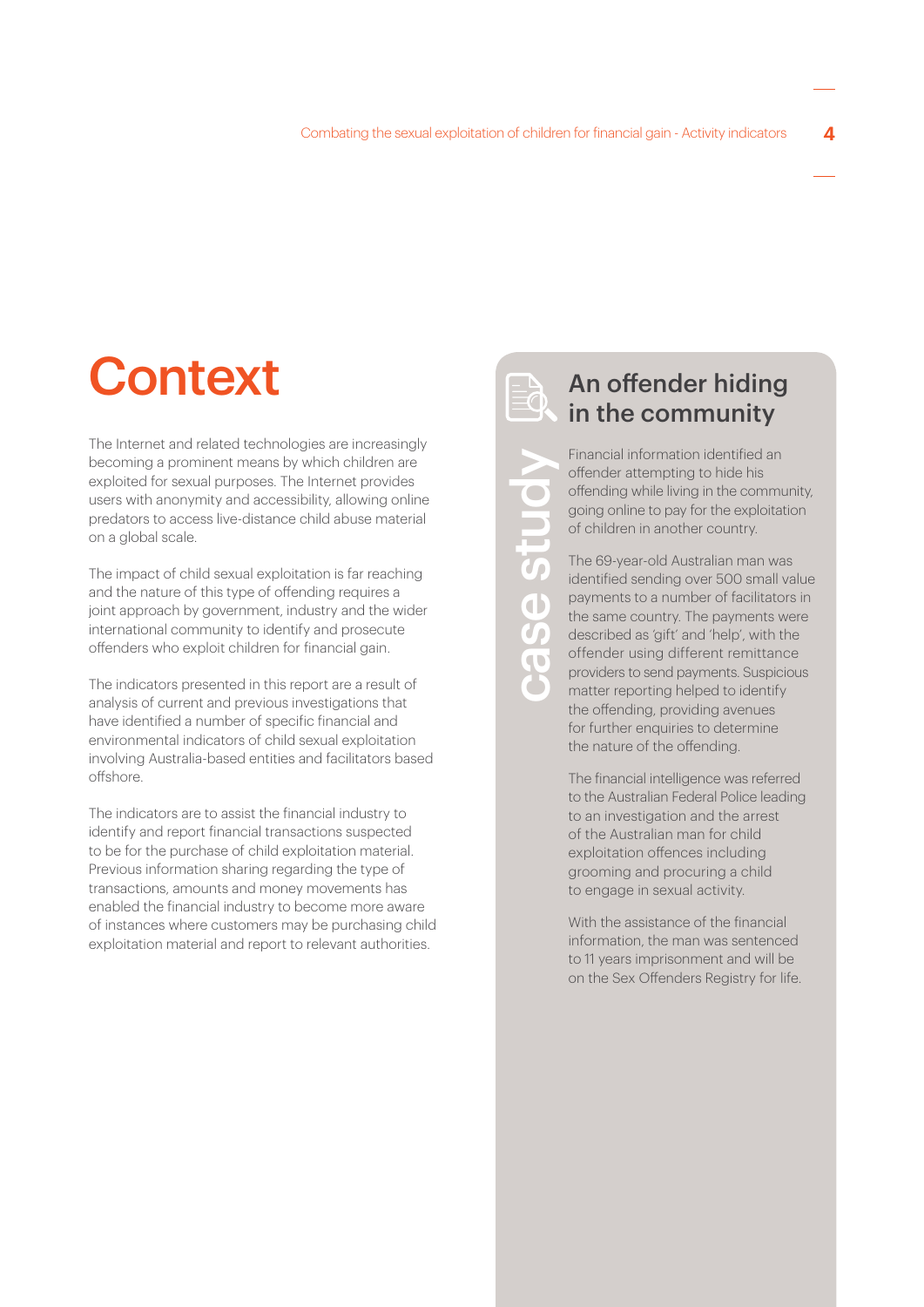# Context

The Internet and related technologies are increasingly becoming a prominent means by which children are exploited for sexual purposes. The Internet provides users with anonymity and accessibility, allowing online predators to access live-distance child abuse material on a global scale.

The impact of child sexual exploitation is far reaching and the nature of this type of offending requires a joint approach by government, industry and the wider international community to identify and prosecute offenders who exploit children for financial gain.

The indicators presented in this report are a result of analysis of current and previous investigations that have identified a number of specific financial and environmental indicators of child sexual exploitation involving Australia-based entities and facilitators based offshore.

The indicators are to assist the financial industry to identify and report financial transactions suspected to be for the purchase of child exploitation material. Previous information sharing regarding the type of transactions, amounts and money movements has enabled the financial industry to become more aware of instances where customers may be purchasing child exploitation material and report to relevant authorities.

case study

## An offender hiding in the community

Financial information identified an offender attempting to hide his offending while living in the community, going online to pay for the exploitation of children in another country.

The 69-year-old Australian man was identified sending over 500 small value payments to a number of facilitators in the same country. The payments were described as 'gift' and 'help', with the offender using different remittance providers to send payments. Suspicious matter reporting helped to identify the offending, providing avenues for further enquiries to determine the nature of the offending.

The financial intelligence was referred to the Australian Federal Police leading to an investigation and the arrest of the Australian man for child exploitation offences including grooming and procuring a child to engage in sexual activity.

With the assistance of the financial information, the man was sentenced to 11 years imprisonment and will be on the Sex Offenders Registry for life.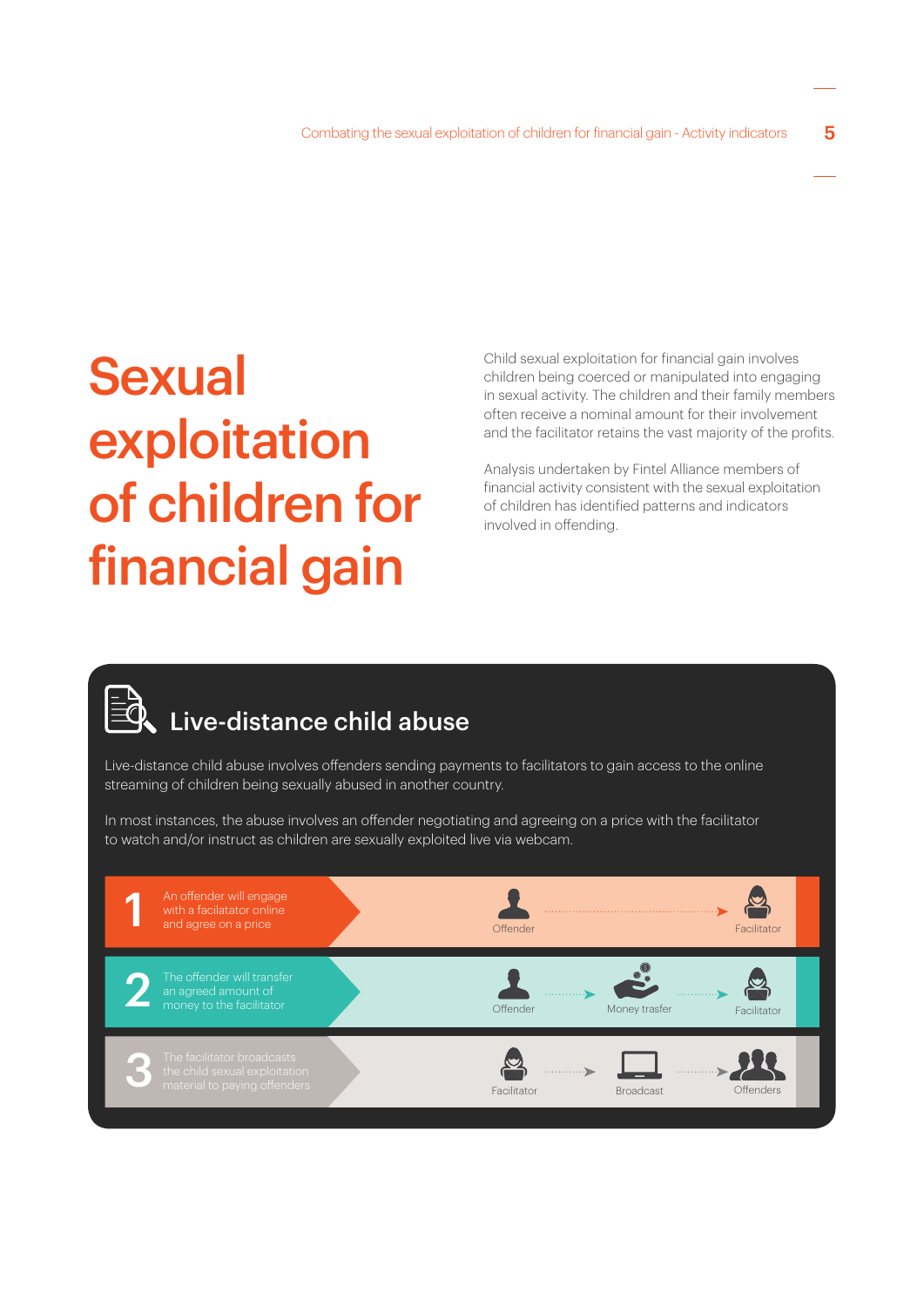# Sexual exploitation of children for financial gain

Child sexual exploitation for financial gain involves children being coerced or manipulated into engaging in sexual activity. The children and their family members often receive a nominal amount for their involvement and the facilitator retains the vast majority of the profits.

Analysis undertaken by Fintel Alliance members of financial activity consistent with the sexual exploitation of children has identified patterns and indicators involved in offending.

## Live-distance child abuse

Live-distance child abuse involves offenders sending payments to facilitators to gain access to the online streaming of children being sexually abused in another country.

In most instances, the abuse involves an offender negotiating and agreeing on a price with the facilitator to watch and/or instruct as children are sexually exploited live via webcam.

**1** An offender will engage with a facilatator online and agree on a price

Offender → Facilitator

**2** The offender will transfer an agreed amount of money to the facilitator

Offender → Money trasfer → Facilitator

**3** The facilitator broadcasts the child sexual exploitation material to paying offenders

Facilitator → Broadcast → Offenders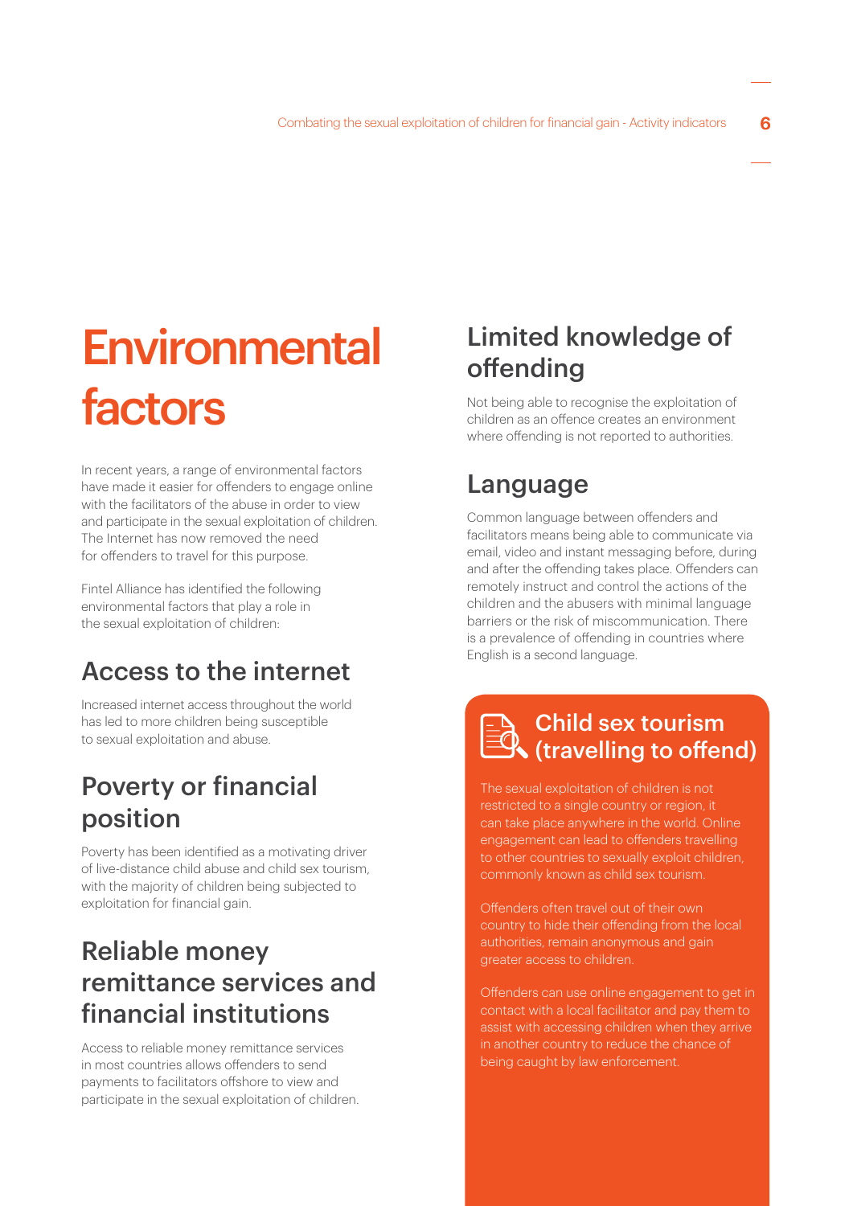# Environmental factors

In recent years, a range of environmental factors have made it easier for offenders to engage online with the facilitators of the abuse in order to view and participate in the sexual exploitation of children. The Internet has now removed the need for offenders to travel for this purpose.

Fintel Alliance has identified the following environmental factors that play a role in the sexual exploitation of children:

## Access to the internet

Increased internet access throughout the world has led to more children being susceptible to sexual exploitation and abuse.

## Poverty or financial position

Poverty has been identified as a motivating driver of live-distance child abuse and child sex tourism, with the majority of children being subjected to exploitation for financial gain.

## Reliable money remittance services and financial institutions

Access to reliable money remittance services in most countries allows offenders to send payments to facilitators offshore to view and participate in the sexual exploitation of children.

## Limited knowledge of offending

Not being able to recognise the exploitation of children as an offence creates an environment where offending is not reported to authorities.

## Language

Common language between offenders and facilitators means being able to communicate via email, video and instant messaging before, during and after the offending takes place. Offenders can remotely instruct and control the actions of the children and the abusers with minimal language barriers or the risk of miscommunication. There is a prevalence of offending in countries where English is a second language.

## Child sex tourism (travelling to offend)

The sexual exploitation of children is not restricted to a single country or region, it can take place anywhere in the world. Online engagement can lead to offenders travelling to other countries to sexually exploit children, commonly known as child sex tourism.

Offenders often travel out of their own country to hide their offending from the local authorities, remain anonymous and gain greater access to children.

Offenders can use online engagement to get in contact with a local facilitator and pay them to assist with accessing children when they arrive in another country to reduce the chance of being caught by law enforcement.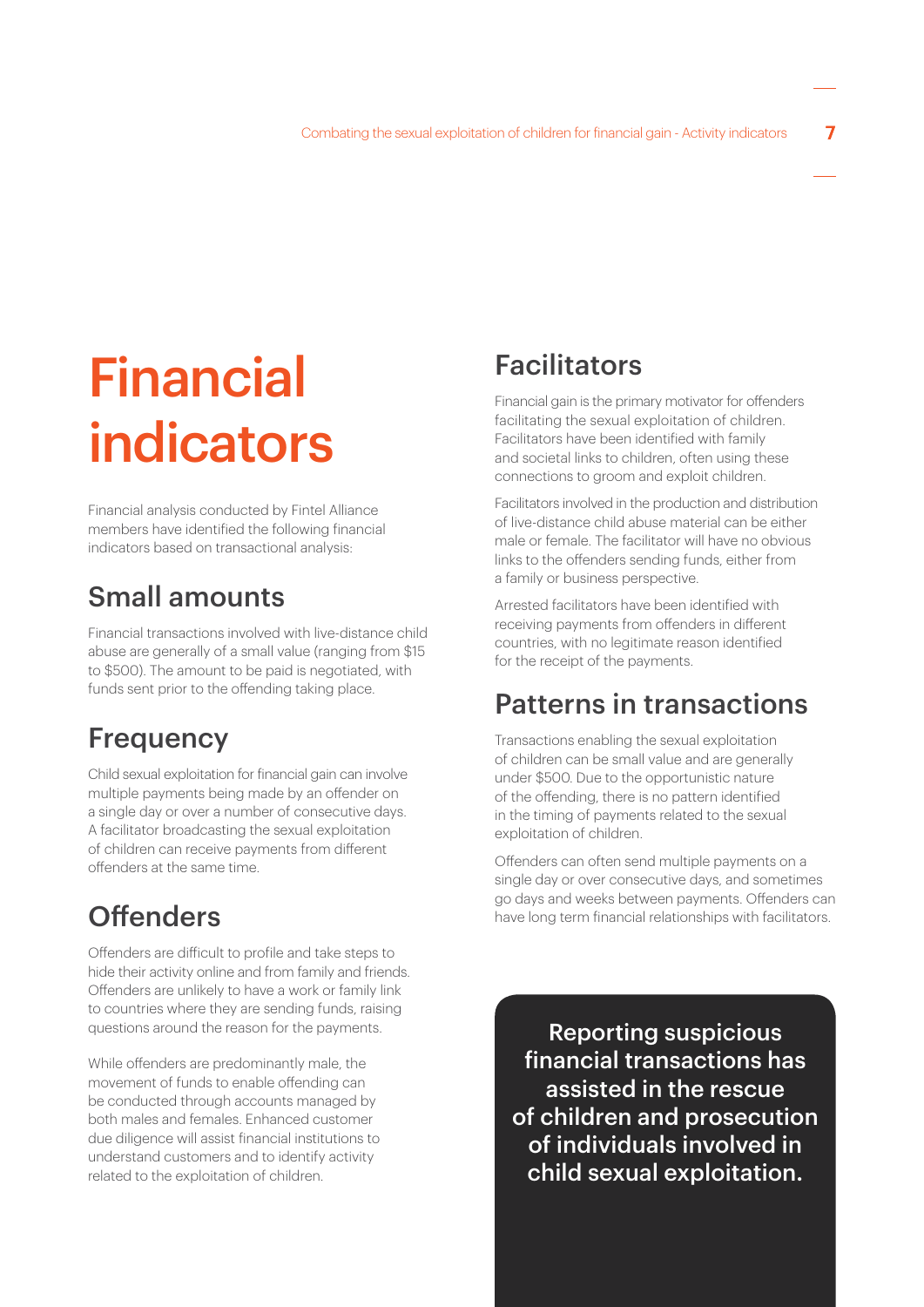# Financial indicators

Financial analysis conducted by Fintel Alliance members have identified the following financial indicators based on transactional analysis:

## Small amounts

Financial transactions involved with live-distance child abuse are generally of a small value (ranging from $15 to $500). The amount to be paid is negotiated, with funds sent prior to the offending taking place.

## Frequency

Child sexual exploitation for financial gain can involve multiple payments being made by an offender on a single day or over a number of consecutive days. A facilitator broadcasting the sexual exploitation of children can receive payments from different offenders at the same time.

## Offenders

Offenders are difficult to profile and take steps to hide their activity online and from family and friends. Offenders are unlikely to have a work or family link to countries where they are sending funds, raising questions around the reason for the payments.

While offenders are predominantly male, the movement of funds to enable offending can be conducted through accounts managed by both males and females. Enhanced customer due diligence will assist financial institutions to understand customers and to identify activity related to the exploitation of children.

## Facilitators

Financial gain is the primary motivator for offenders facilitating the sexual exploitation of children. Facilitators have been identified with family and societal links to children, often using these connections to groom and exploit children.

Facilitators involved in the production and distribution of live-distance child abuse material can be either male or female. The facilitator will have no obvious links to the offenders sending funds, either from a family or business perspective.

Arrested facilitators have been identified with receiving payments from offenders in different countries, with no legitimate reason identified for the receipt of the payments.

## Patterns in transactions

Transactions enabling the sexual exploitation of children can be small value and are generally under $500. Due to the opportunistic nature of the offending, there is no pattern identified in the timing of payments related to the sexual exploitation of children.

Offenders can often send multiple payments on a single day or over consecutive days, and sometimes go days and weeks between payments. Offenders can have long term financial relationships with facilitators.

**Reporting suspicious financial transactions has assisted in the rescue of children and prosecution of individuals involved in child sexual exploitation.**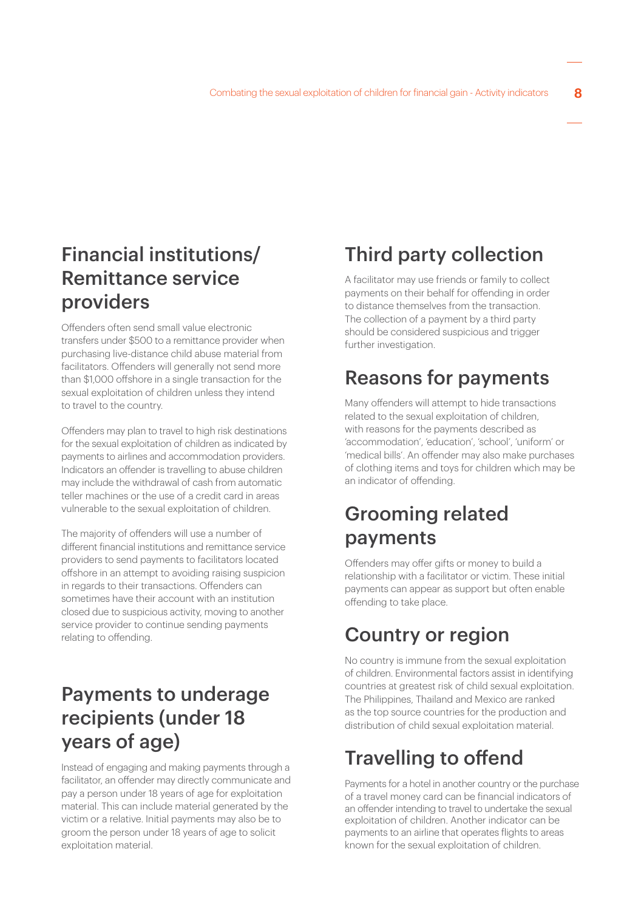## Financial institutions/ Remittance service providers

Offenders often send small value electronic transfers under $500 to a remittance provider when purchasing live-distance child abuse material from facilitators. Offenders will generally not send more than $1,000 offshore in a single transaction for the sexual exploitation of children unless they intend to travel to the country.

Offenders may plan to travel to high risk destinations for the sexual exploitation of children as indicated by payments to airlines and accommodation providers. Indicators an offender is travelling to abuse children may include the withdrawal of cash from automatic teller machines or the use of a credit card in areas vulnerable to the sexual exploitation of children.

The majority of offenders will use a number of different financial institutions and remittance service providers to send payments to facilitators located offshore in an attempt to avoiding raising suspicion in regards to their transactions. Offenders can sometimes have their account with an institution closed due to suspicious activity, moving to another service provider to continue sending payments relating to offending.

## Payments to underage recipients (under 18 years of age)

Instead of engaging and making payments through a facilitator, an offender may directly communicate and pay a person under 18 years of age for exploitation material. This can include material generated by the victim or a relative. Initial payments may also be to groom the person under 18 years of age to solicit exploitation material.

## Third party collection

A facilitator may use friends or family to collect payments on their behalf for offending in order to distance themselves from the transaction. The collection of a payment by a third party should be considered suspicious and trigger further investigation.

## Reasons for payments

Many offenders will attempt to hide transactions related to the sexual exploitation of children, with reasons for the payments described as 'accommodation', 'education', 'school', 'uniform' or 'medical bills'. An offender may also make purchases of clothing items and toys for children which may be an indicator of offending.

## Grooming related payments

Offenders may offer gifts or money to build a relationship with a facilitator or victim. These initial payments can appear as support but often enable offending to take place.

## Country or region

No country is immune from the sexual exploitation of children. Environmental factors assist in identifying countries at greatest risk of child sexual exploitation. The Philippines, Thailand and Mexico are ranked as the top source countries for the production and distribution of child sexual exploitation material.

## Travelling to offend

Payments for a hotel in another country or the purchase of a travel money card can be financial indicators of an offender intending to travel to undertake the sexual exploitation of children. Another indicator can be payments to an airline that operates flights to areas known for the sexual exploitation of children.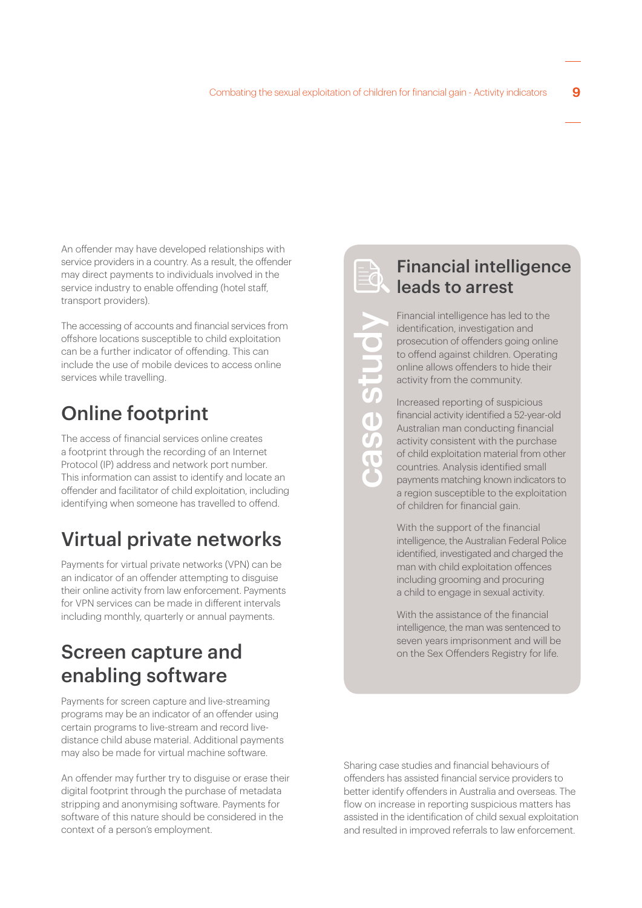An offender may have developed relationships with service providers in a country. As a result, the offender may direct payments to individuals involved in the service industry to enable offending (hotel staff, transport providers).

The accessing of accounts and financial services from offshore locations susceptible to child exploitation can be a further indicator of offending. This can include the use of mobile devices to access online services while travelling.

## Online footprint

The access of financial services online creates a footprint through the recording of an Internet Protocol (IP) address and network port number. This information can assist to identify and locate an offender and facilitator of child exploitation, including identifying when someone has travelled to offend.

## Virtual private networks

Payments for virtual private networks (VPN) can be an indicator of an offender attempting to disguise their online activity from law enforcement. Payments for VPN services can be made in different intervals including monthly, quarterly or annual payments.

## Screen capture and enabling software

Payments for screen capture and live-streaming programs may be an indicator of an offender using certain programs to live-stream and record live-distance child abuse material. Additional payments may also be made for virtual machine software.

An offender may further try to disguise or erase their digital footprint through the purchase of metadata stripping and anonymising software. Payments for software of this nature should be considered in the context of a person's employment.

case study

## Financial intelligence leads to arrest

Financial intelligence has led to the identification, investigation and prosecution of offenders going online to offend against children. Operating online allows offenders to hide their activity from the community.

Increased reporting of suspicious financial activity identified a 52-year-old Australian man conducting financial activity consistent with the purchase of child exploitation material from other countries. Analysis identified small payments matching known indicators to a region susceptible to the exploitation of children for financial gain.

With the support of the financial intelligence, the Australian Federal Police identified, investigated and charged the man with child exploitation offences including grooming and procuring a child to engage in sexual activity.

With the assistance of the financial intelligence, the man was sentenced to seven years imprisonment and will be on the Sex Offenders Registry for life.

Sharing case studies and financial behaviours of offenders has assisted financial service providers to better identify offenders in Australia and overseas. The flow on increase in reporting suspicious matters has assisted in the identification of child sexual exploitation and resulted in improved referrals to law enforcement.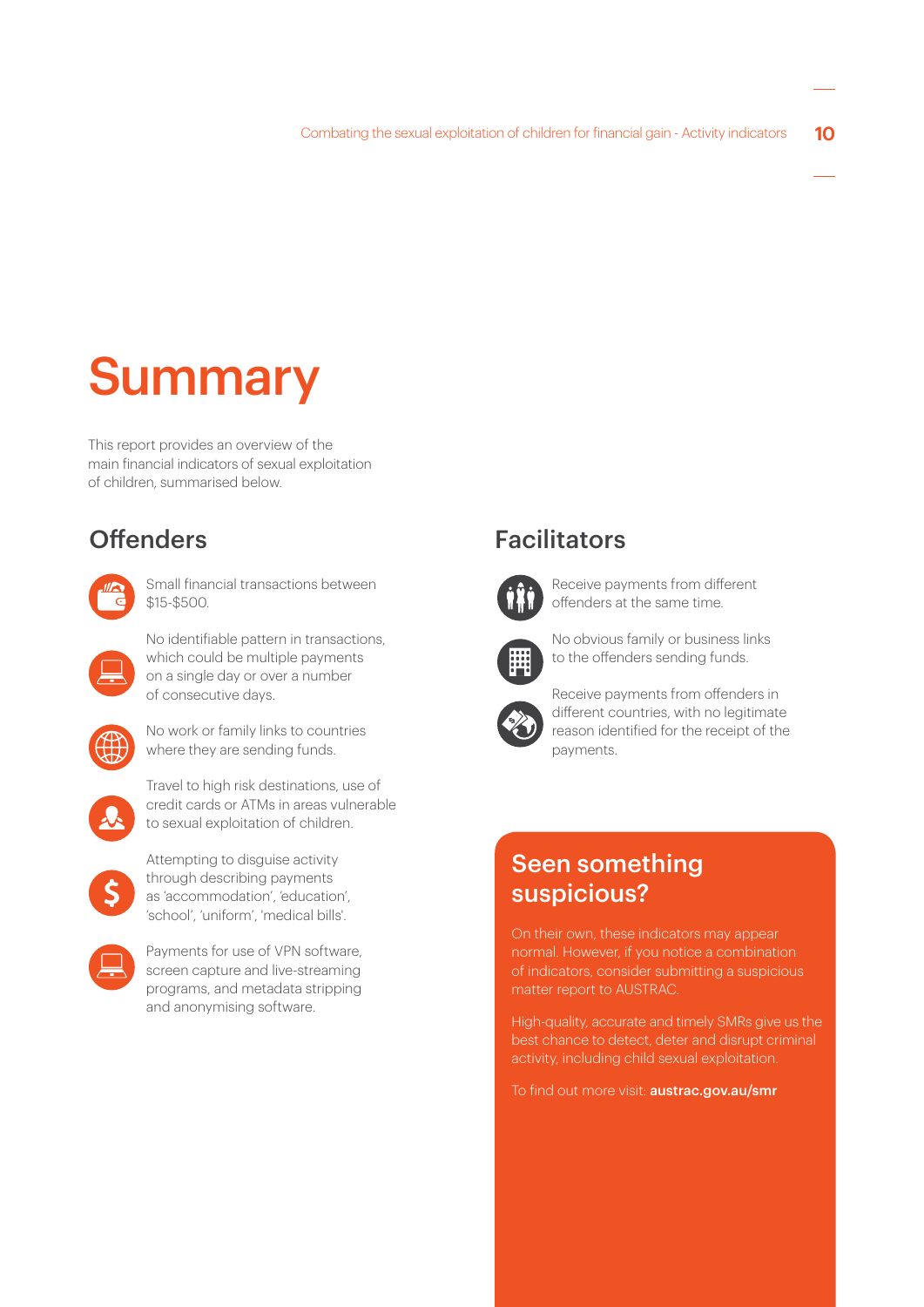# Summary

This report provides an overview of the main financial indicators of sexual exploitation of children, summarised below.

## Offenders

- Small financial transactions between $15-$500.
- No identifiable pattern in transactions, which could be multiple payments on a single day or over a number of consecutive days.
- No work or family links to countries where they are sending funds.
- Travel to high risk destinations, use of credit cards or ATMs in areas vulnerable to sexual exploitation of children.
- Attempting to disguise activity through describing payments as 'accommodation', 'education', 'school', 'uniform', 'medical bills'.
- Payments for use of VPN software, screen capture and live-streaming programs, and metadata stripping and anonymising software.

## Facilitators

- Receive payments from different offenders at the same time.
- No obvious family or business links to the offenders sending funds.
- Receive payments from offenders in different countries, with no legitimate reason identified for the receipt of the payments.

## Seen something suspicious?

On their own, these indicators may appear normal. However, if you notice a combination of indicators, consider submitting a suspicious matter report to AUSTRAC.

High-quality, accurate and timely SMRs give us the best chance to detect, deter and disrupt criminal activity, including child sexual exploitation.

To find out more visit: **austrac.gov.au/smr**